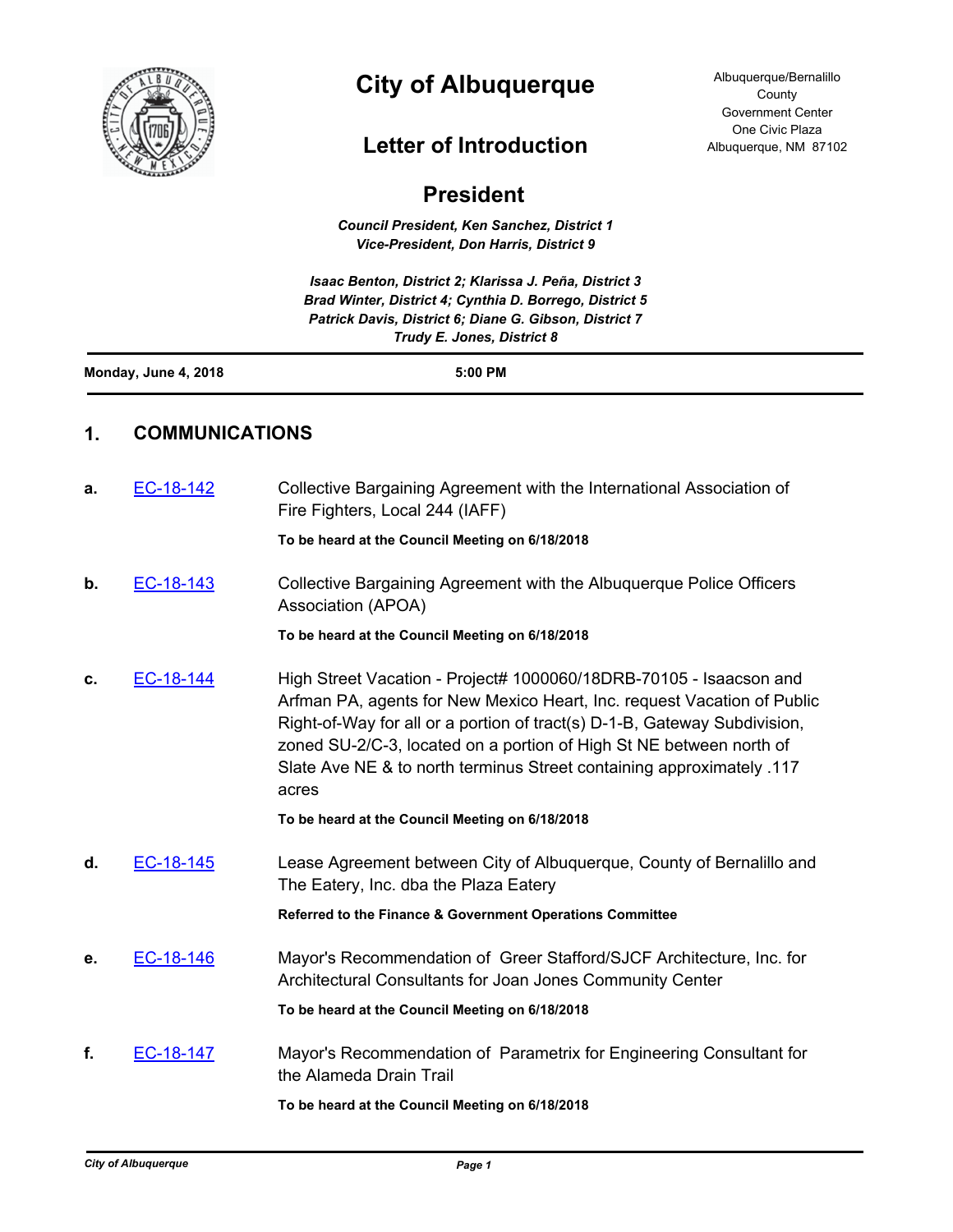# City of Albuquerque

Albuquerque/Bernalillo County
Government Center
One Civic Plaza
Albuquerque, NM 87102

## Letter of Introduction

## President

***Council President, Ken Sanchez, District 1***
***Vice-President, Don Harris, District 9***

***Isaac Benton, District 2; Klarissa J. Peña, District 3***
***Brad Winter, District 4; Cynthia D. Borrego, District 5***
***Patrick Davis, District 6; Diane G. Gibson, District 7***
***Trudy E. Jones, District 8***

**Monday, June 4, 2018** **5:00 PM**

## 1. COMMUNICATIONS

**a.** EC-18-142 Collective Bargaining Agreement with the International Association of Fire Fighters, Local 244 (IAFF)

**To be heard at the Council Meeting on 6/18/2018**

**b.** EC-18-143 Collective Bargaining Agreement with the Albuquerque Police Officers Association (APOA)

**To be heard at the Council Meeting on 6/18/2018**

**c.** EC-18-144 High Street Vacation - Project# 1000060/18DRB-70105 - Isaacson and Arfman PA, agents for New Mexico Heart, Inc. request Vacation of Public Right-of-Way for all or a portion of tract(s) D-1-B, Gateway Subdivision, zoned SU-2/C-3, located on a portion of High St NE between north of Slate Ave NE & to north terminus Street containing approximately .117 acres

**To be heard at the Council Meeting on 6/18/2018**

**d.** EC-18-145 Lease Agreement between City of Albuquerque, County of Bernalillo and The Eatery, Inc. dba the Plaza Eatery

**Referred to the Finance & Government Operations Committee**

**e.** EC-18-146 Mayor's Recommendation of Greer Stafford/SJCF Architecture, Inc. for Architectural Consultants for Joan Jones Community Center

**To be heard at the Council Meeting on 6/18/2018**

**f.** EC-18-147 Mayor's Recommendation of Parametrix for Engineering Consultant for the Alameda Drain Trail

**To be heard at the Council Meeting on 6/18/2018**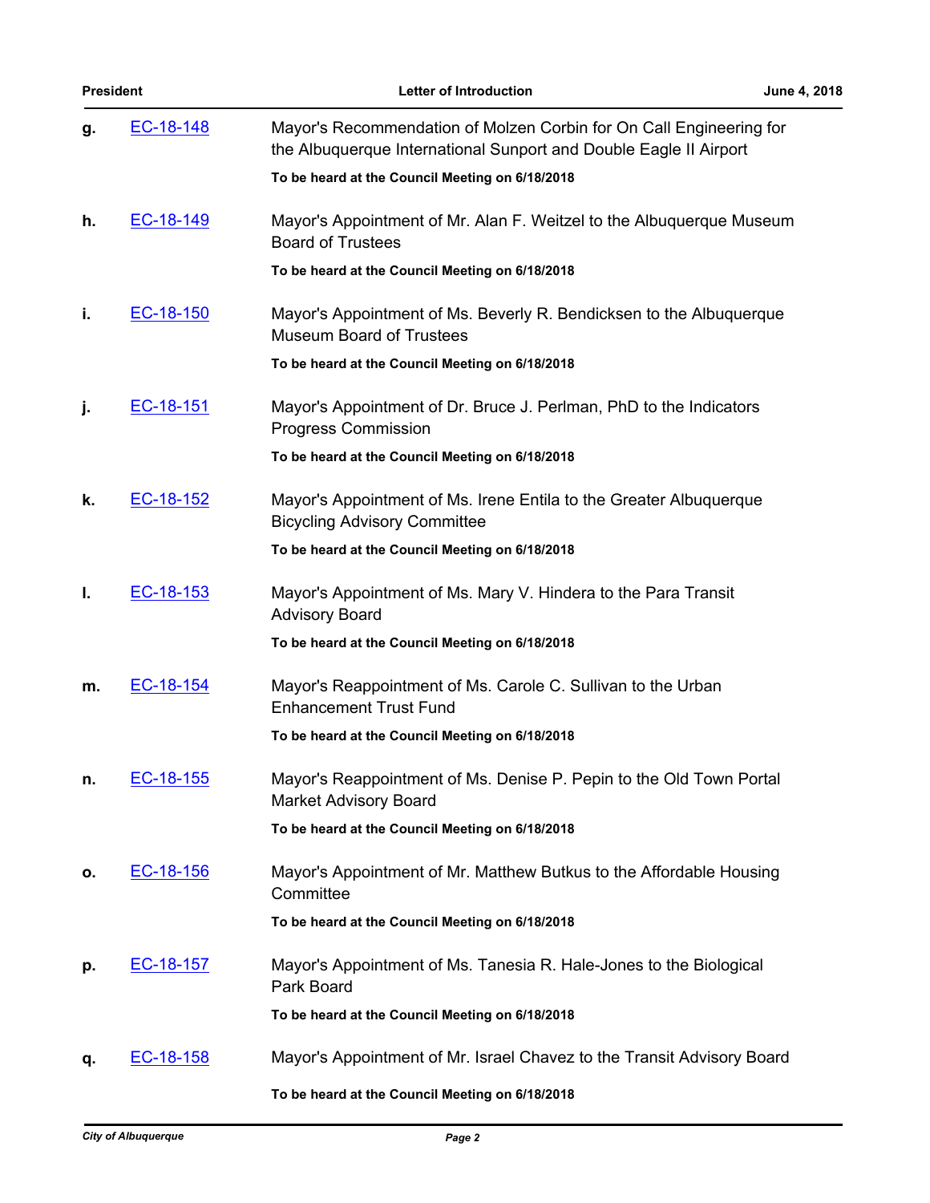**g.** EC-18-148 Mayor's Recommendation of Molzen Corbin for On Call Engineering for the Albuquerque International Sunport and Double Eagle II Airport

**To be heard at the Council Meeting on 6/18/2018**

**h.** EC-18-149 Mayor's Appointment of Mr. Alan F. Weitzel to the Albuquerque Museum Board of Trustees

**To be heard at the Council Meeting on 6/18/2018**

**i.** EC-18-150 Mayor's Appointment of Ms. Beverly R. Bendicksen to the Albuquerque Museum Board of Trustees

**To be heard at the Council Meeting on 6/18/2018**

**j.** EC-18-151 Mayor's Appointment of Dr. Bruce J. Perlman, PhD to the Indicators Progress Commission

**To be heard at the Council Meeting on 6/18/2018**

**k.** EC-18-152 Mayor's Appointment of Ms. Irene Entila to the Greater Albuquerque Bicycling Advisory Committee

**To be heard at the Council Meeting on 6/18/2018**

**l.** EC-18-153 Mayor's Appointment of Ms. Mary V. Hindera to the Para Transit Advisory Board

**To be heard at the Council Meeting on 6/18/2018**

**m.** EC-18-154 Mayor's Reappointment of Ms. Carole C. Sullivan to the Urban Enhancement Trust Fund

**To be heard at the Council Meeting on 6/18/2018**

**n.** EC-18-155 Mayor's Reappointment of Ms. Denise P. Pepin to the Old Town Portal Market Advisory Board

**To be heard at the Council Meeting on 6/18/2018**

**o.** EC-18-156 Mayor's Appointment of Mr. Matthew Butkus to the Affordable Housing Committee

**To be heard at the Council Meeting on 6/18/2018**

**p.** EC-18-157 Mayor's Appointment of Ms. Tanesia R. Hale-Jones to the Biological Park Board

**To be heard at the Council Meeting on 6/18/2018**

**q.** EC-18-158 Mayor's Appointment of Mr. Israel Chavez to the Transit Advisory Board

**To be heard at the Council Meeting on 6/18/2018**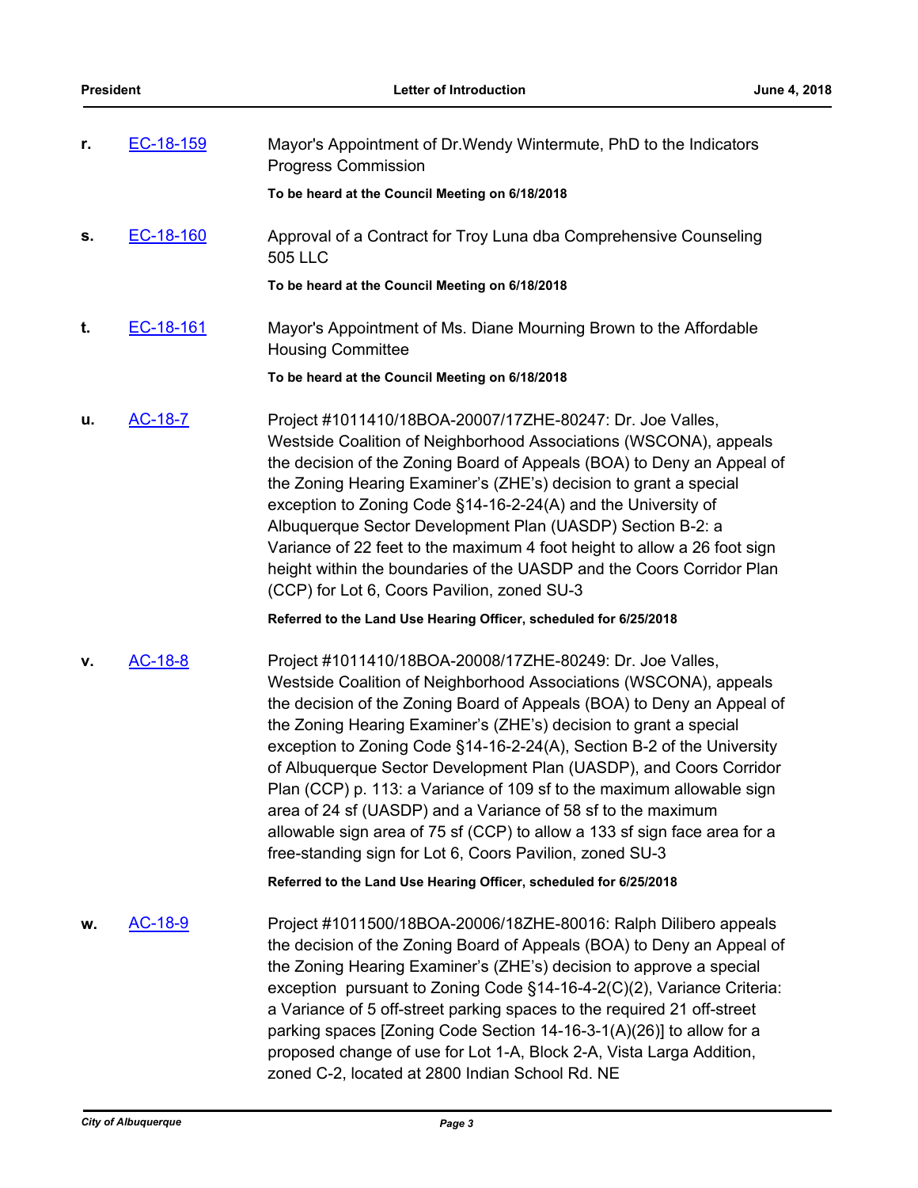**r.** [EC-18-159] Mayor's Appointment of Dr.Wendy Wintermute, PhD to the Indicators Progress Commission

**To be heard at the Council Meeting on 6/18/2018**

**s.** [EC-18-160] Approval of a Contract for Troy Luna dba Comprehensive Counseling 505 LLC

**To be heard at the Council Meeting on 6/18/2018**

**t.** [EC-18-161] Mayor's Appointment of Ms. Diane Mourning Brown to the Affordable Housing Committee

**To be heard at the Council Meeting on 6/18/2018**

**u.** [AC-18-7] Project #1011410/18BOA-20007/17ZHE-80247: Dr. Joe Valles, Westside Coalition of Neighborhood Associations (WSCONA), appeals the decision of the Zoning Board of Appeals (BOA) to Deny an Appeal of the Zoning Hearing Examiner's (ZHE's) decision to grant a special exception to Zoning Code §14-16-2-24(A) and the University of Albuquerque Sector Development Plan (UASDP) Section B-2: a Variance of 22 feet to the maximum 4 foot height to allow a 26 foot sign height within the boundaries of the UASDP and the Coors Corridor Plan (CCP) for Lot 6, Coors Pavilion, zoned SU-3

**Referred to the Land Use Hearing Officer, scheduled for 6/25/2018**

**v.** [AC-18-8] Project #1011410/18BOA-20008/17ZHE-80249: Dr. Joe Valles, Westside Coalition of Neighborhood Associations (WSCONA), appeals the decision of the Zoning Board of Appeals (BOA) to Deny an Appeal of the Zoning Hearing Examiner's (ZHE's) decision to grant a special exception to Zoning Code §14-16-2-24(A), Section B-2 of the University of Albuquerque Sector Development Plan (UASDP), and Coors Corridor Plan (CCP) p. 113: a Variance of 109 sf to the maximum allowable sign area of 24 sf (UASDP) and a Variance of 58 sf to the maximum allowable sign area of 75 sf (CCP) to allow a 133 sf sign face area for a free-standing sign for Lot 6, Coors Pavilion, zoned SU-3

**Referred to the Land Use Hearing Officer, scheduled for 6/25/2018**

**w.** [AC-18-9] Project #1011500/18BOA-20006/18ZHE-80016: Ralph Dilibero appeals the decision of the Zoning Board of Appeals (BOA) to Deny an Appeal of the Zoning Hearing Examiner's (ZHE's) decision to approve a special exception pursuant to Zoning Code §14-16-4-2(C)(2), Variance Criteria: a Variance of 5 off-street parking spaces to the required 21 off-street parking spaces [Zoning Code Section 14-16-3-1(A)(26)] to allow for a proposed change of use for Lot 1-A, Block 2-A, Vista Larga Addition, zoned C-2, located at 2800 Indian School Rd. NE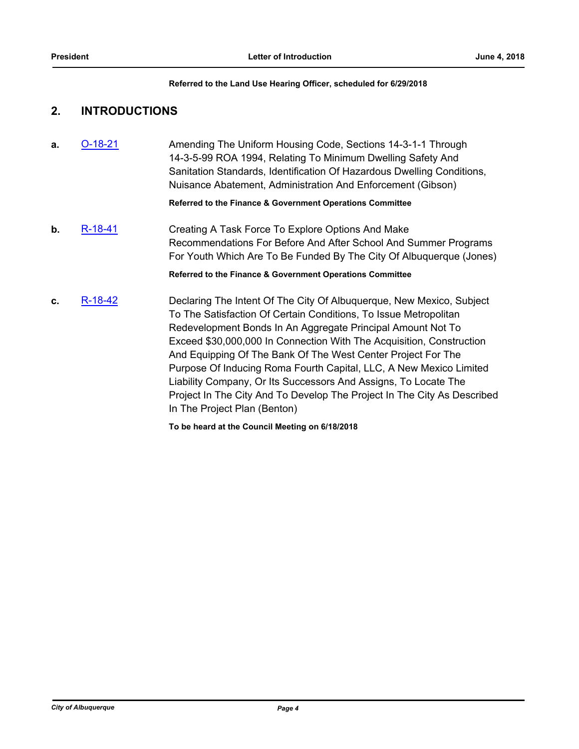**Referred to the Land Use Hearing Officer, scheduled for 6/29/2018**

## 2. INTRODUCTIONS

**a.** O-18-21 Amending The Uniform Housing Code, Sections 14-3-1-1 Through 14-3-5-99 ROA 1994, Relating To Minimum Dwelling Safety And Sanitation Standards, Identification Of Hazardous Dwelling Conditions, Nuisance Abatement, Administration And Enforcement (Gibson)

**Referred to the Finance & Government Operations Committee**

**b.** R-18-41 Creating A Task Force To Explore Options And Make Recommendations For Before And After School And Summer Programs For Youth Which Are To Be Funded By The City Of Albuquerque (Jones)

**Referred to the Finance & Government Operations Committee**

**c.** R-18-42 Declaring The Intent Of The City Of Albuquerque, New Mexico, Subject To The Satisfaction Of Certain Conditions, To Issue Metropolitan Redevelopment Bonds In An Aggregate Principal Amount Not To Exceed $30,000,000 In Connection With The Acquisition, Construction And Equipping Of The Bank Of The West Center Project For The Purpose Of Inducing Roma Fourth Capital, LLC, A New Mexico Limited Liability Company, Or Its Successors And Assigns, To Locate The Project In The City And To Develop The Project In The City As Described In The Project Plan (Benton)

**To be heard at the Council Meeting on 6/18/2018**